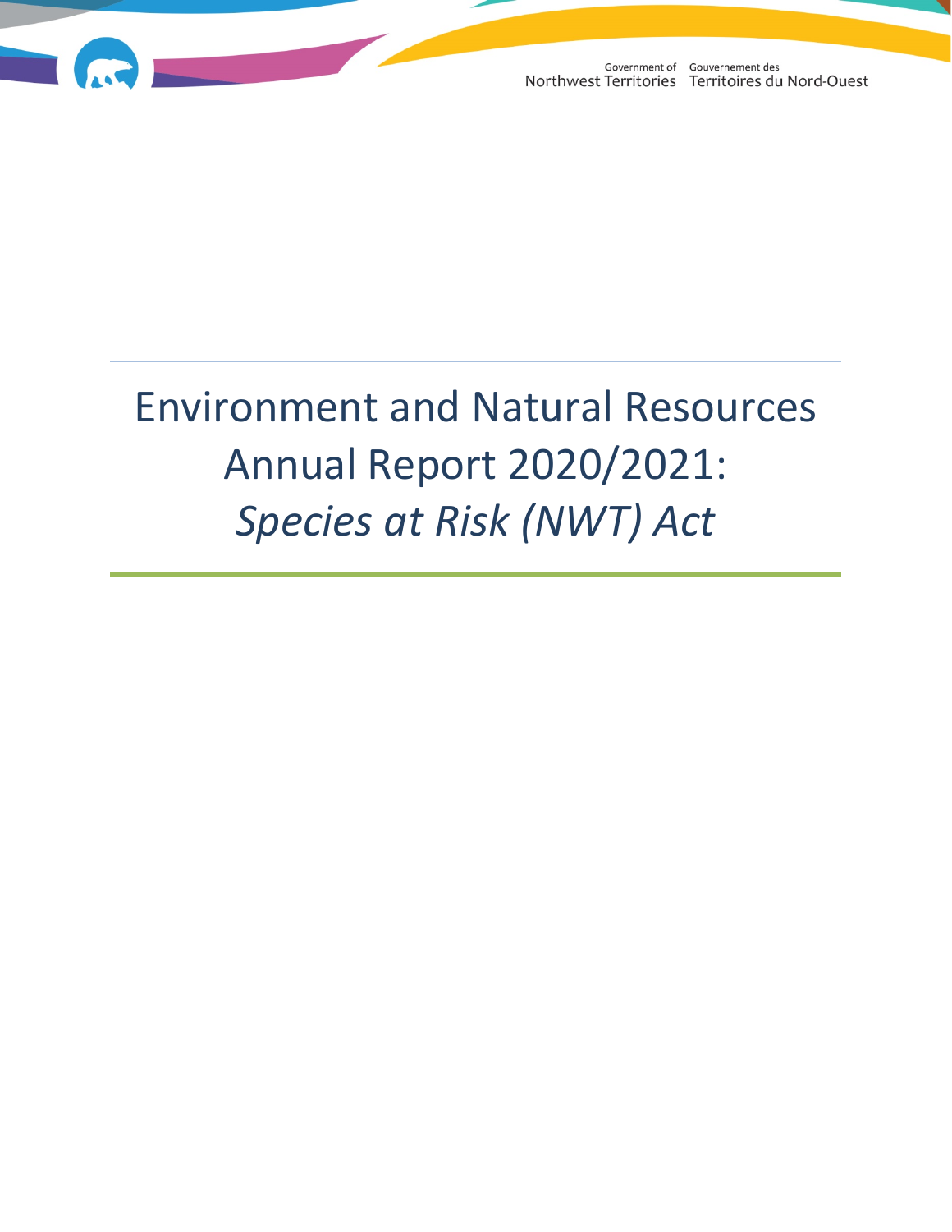Government of Northwest Territories / Gouvernement des Territoires du Nord-Ouest

# Environment and Natural Resources Annual Report 2020/2021: *Species at Risk (NWT) Act*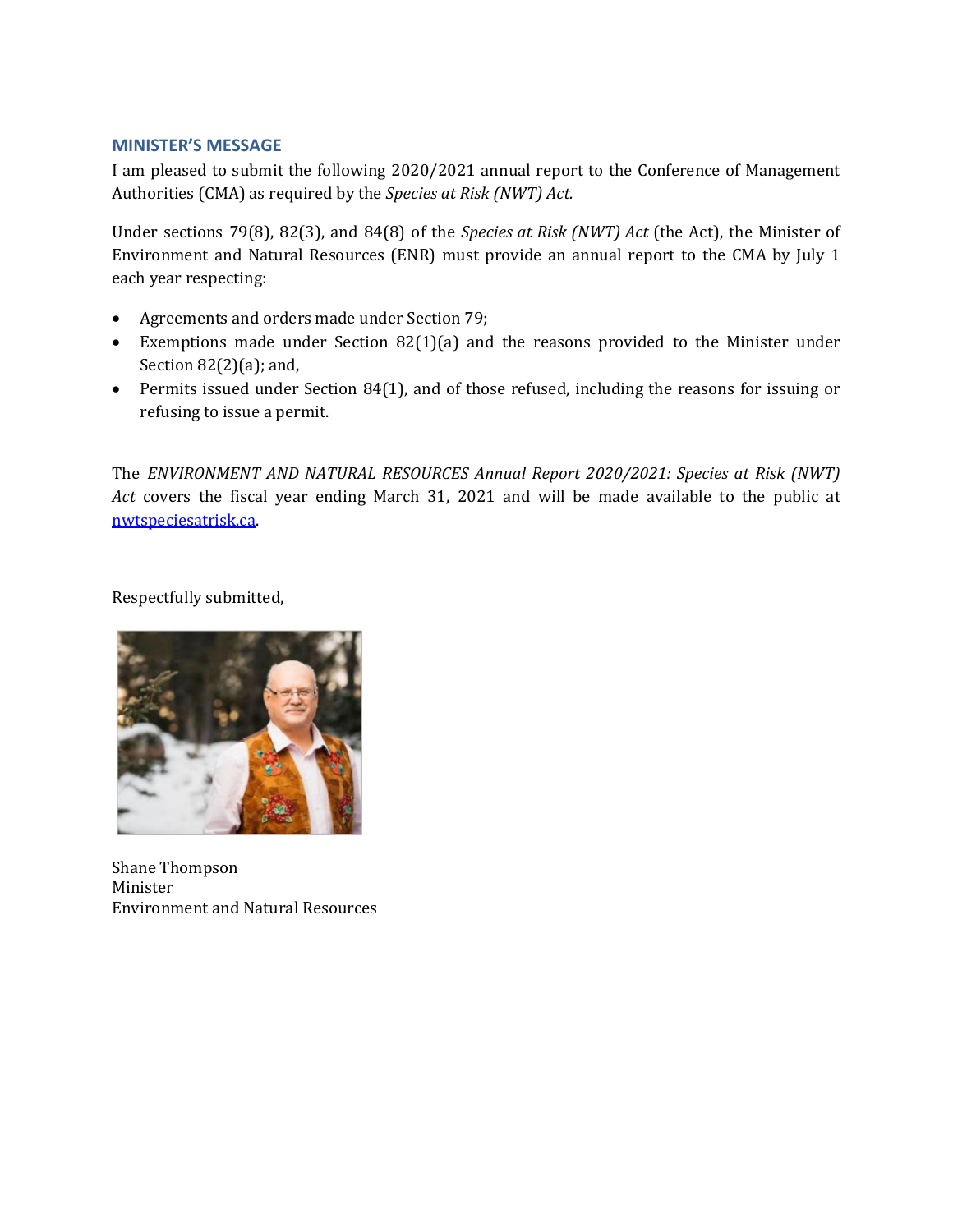## MINISTER'S MESSAGE

I am pleased to submit the following 2020/2021 annual report to the Conference of Management Authorities (CMA) as required by the *Species at Risk (NWT) Act.*

Under sections 79(8), 82(3), and 84(8) of the *Species at Risk (NWT) Act* (the Act), the Minister of Environment and Natural Resources (ENR) must provide an annual report to the CMA by July 1 each year respecting:

- Agreements and orders made under Section 79;
- Exemptions made under Section 82(1)(a) and the reasons provided to the Minister under Section 82(2)(a); and,
- Permits issued under Section 84(1), and of those refused, including the reasons for issuing or refusing to issue a permit.

The *ENVIRONMENT AND NATURAL RESOURCES Annual Report 2020/2021: Species at Risk (NWT) Act* covers the fiscal year ending March 31, 2021 and will be made available to the public at [nwtspeciesatrisk.ca](nwtspeciesatrisk.ca).

Respectfully submitted,

Shane Thompson
Minister
Environment and Natural Resources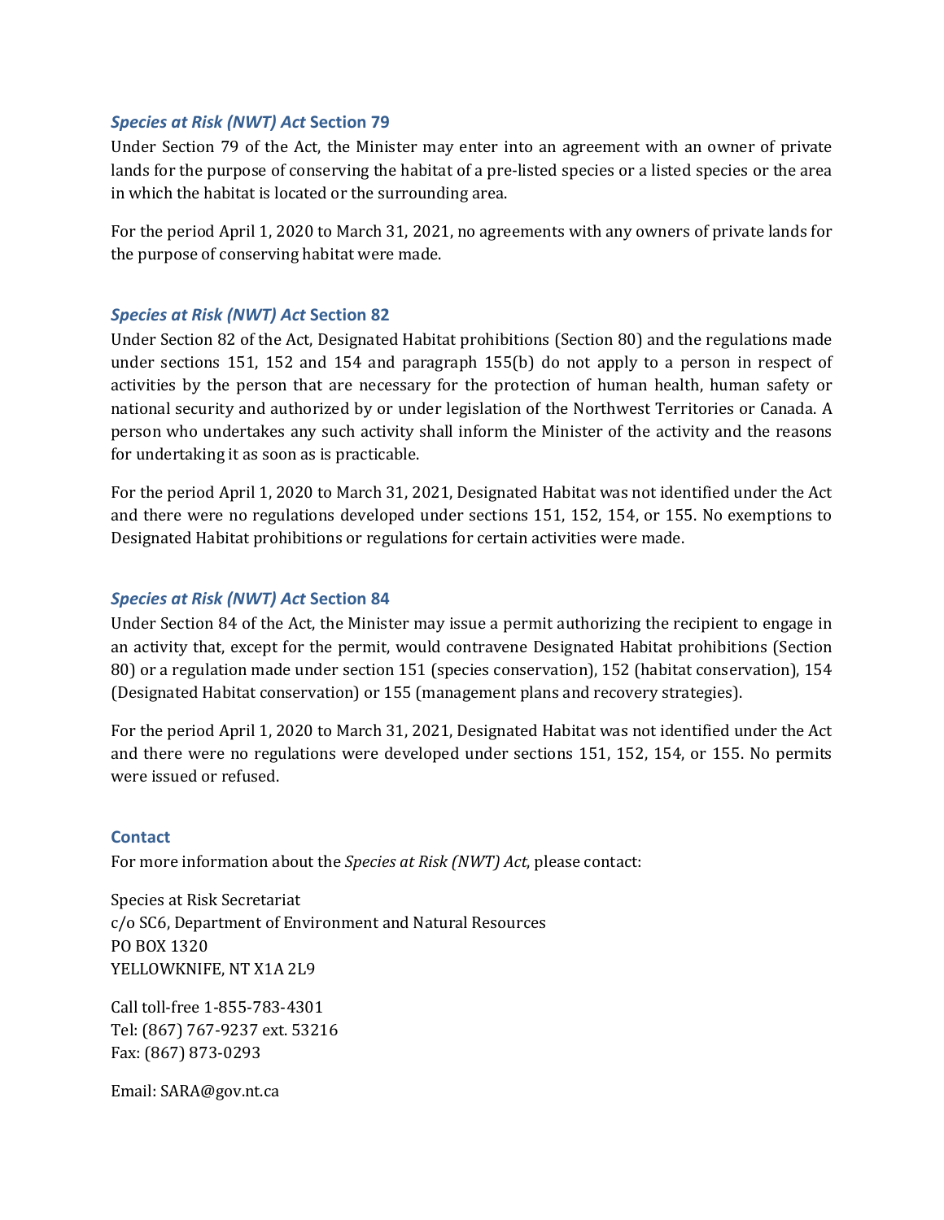### *Species at Risk (NWT) Act* Section 79

Under Section 79 of the Act, the Minister may enter into an agreement with an owner of private lands for the purpose of conserving the habitat of a pre-listed species or a listed species or the area in which the habitat is located or the surrounding area.

For the period April 1, 2020 to March 31, 2021, no agreements with any owners of private lands for the purpose of conserving habitat were made.

### *Species at Risk (NWT) Act* Section 82

Under Section 82 of the Act, Designated Habitat prohibitions (Section 80) and the regulations made under sections 151, 152 and 154 and paragraph 155(b) do not apply to a person in respect of activities by the person that are necessary for the protection of human health, human safety or national security and authorized by or under legislation of the Northwest Territories or Canada. A person who undertakes any such activity shall inform the Minister of the activity and the reasons for undertaking it as soon as is practicable.

For the period April 1, 2020 to March 31, 2021, Designated Habitat was not identified under the Act and there were no regulations developed under sections 151, 152, 154, or 155. No exemptions to Designated Habitat prohibitions or regulations for certain activities were made.

### *Species at Risk (NWT) Act* Section 84

Under Section 84 of the Act, the Minister may issue a permit authorizing the recipient to engage in an activity that, except for the permit, would contravene Designated Habitat prohibitions (Section 80) or a regulation made under section 151 (species conservation), 152 (habitat conservation), 154 (Designated Habitat conservation) or 155 (management plans and recovery strategies).

For the period April 1, 2020 to March 31, 2021, Designated Habitat was not identified under the Act and there were no regulations were developed under sections 151, 152, 154, or 155. No permits were issued or refused.

### Contact

For more information about the *Species at Risk (NWT) Act*, please contact:

Species at Risk Secretariat
c/o SC6, Department of Environment and Natural Resources
PO BOX 1320
YELLOWKNIFE, NT X1A 2L9

Call toll-free 1-855-783-4301
Tel: (867) 767-9237 ext. 53216
Fax: (867) 873-0293

Email: SARA@gov.nt.ca